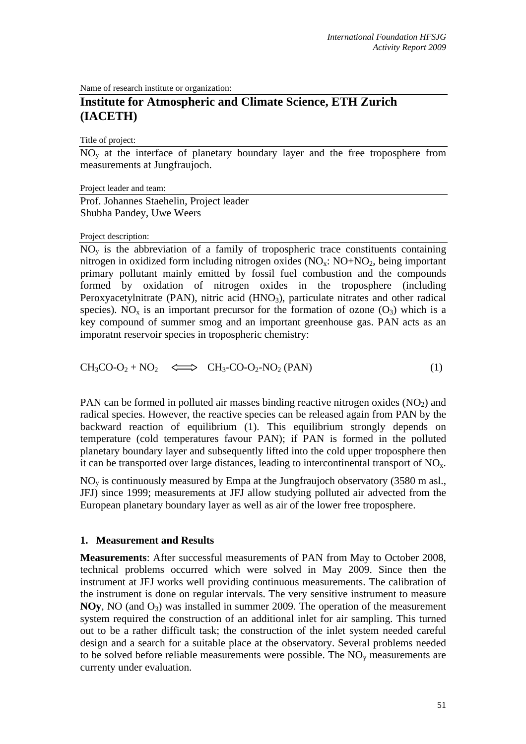Name of research institute or organization:

# Institute for Atmospheric and Climate Science, ETH Zurich (IACETH)

Title of project:

$NO_y$ at the interface of planetary boundary layer and the free troposphere from measurements at Jungfraujoch.

Project leader and team:

Prof. Johannes Staehelin, Project leader
Shubha Pandey, Uwe Weers

Project description:

$NO_y$ is the abbreviation of a family of tropospheric trace constituents containing nitrogen in oxidized form including nitrogen oxides ($NO_x$: $NO+NO_2$, being important primary pollutant mainly emitted by fossil fuel combustion and the compounds formed by oxidation of nitrogen oxides in the troposphere (including Peroxyacetylnitrate (PAN), nitric acid ($HNO_3$), particulate nitrates and other radical species). $NO_x$ is an important precursor for the formation of ozone ($O_3$) which is a key compound of summer smog and an important greenhouse gas. PAN acts as an imporatnt reservoir species in tropospheric chemistry:

$$CH_3CO\text{-}O_2 + NO_2 \Longleftrightarrow CH_3\text{-}CO\text{-}O_2\text{-}NO_2 \text{ (PAN)} \quad (1)$$

PAN can be formed in polluted air masses binding reactive nitrogen oxides ($NO_2$) and radical species. However, the reactive species can be released again from PAN by the backward reaction of equilibrium (1). This equilibrium strongly depends on temperature (cold temperatures favour PAN); if PAN is formed in the polluted planetary boundary layer and subsequently lifted into the cold upper troposphere then it can be transported over large distances, leading to intercontinental transport of $NO_x$.

$NO_y$ is continuously measured by Empa at the Jungfraujoch observatory (3580 m asl., JFJ) since 1999; measurements at JFJ allow studying polluted air advected from the European planetary boundary layer as well as air of the lower free troposphere.

## 1. Measurement and Results

**Measurements**: After successful measurements of PAN from May to October 2008, technical problems occurred which were solved in May 2009. Since then the instrument at JFJ works well providing continuous measurements. The calibration of the instrument is done on regular intervals. The very sensitive instrument to measure **NOy**, NO (and $O_3$) was installed in summer 2009. The operation of the measurement system required the construction of an additional inlet for air sampling. This turned out to be a rather difficult task; the construction of the inlet system needed careful design and a search for a suitable place at the observatory. Several problems needed to be solved before reliable measurements were possible. The $NO_y$ measurements are currenty under evaluation.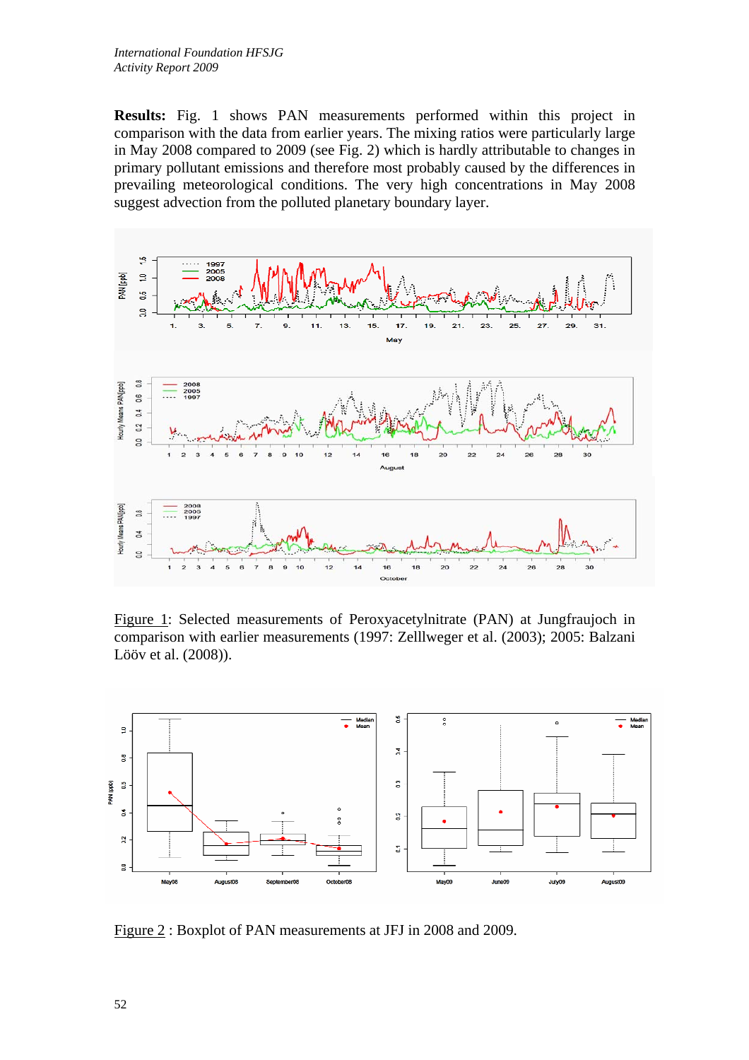**Results:** Fig. 1 shows PAN measurements performed within this project in comparison with the data from earlier years. The mixing ratios were particularly large in May 2008 compared to 2009 (see Fig. 2) which is hardly attributable to changes in primary pollutant emissions and therefore most probably caused by the differences in prevailing meteorological conditions. The very high concentrations in May 2008 suggest advection from the polluted planetary boundary layer.

Figure 1: Selected measurements of Peroxyacetylnitrate (PAN) at Jungfraujoch in comparison with earlier measurements (1997: Zelllweger et al. (2003); 2005: Balzani Lööv et al. (2008)).

Figure 2 : Boxplot of PAN measurements at JFJ in 2008 and 2009.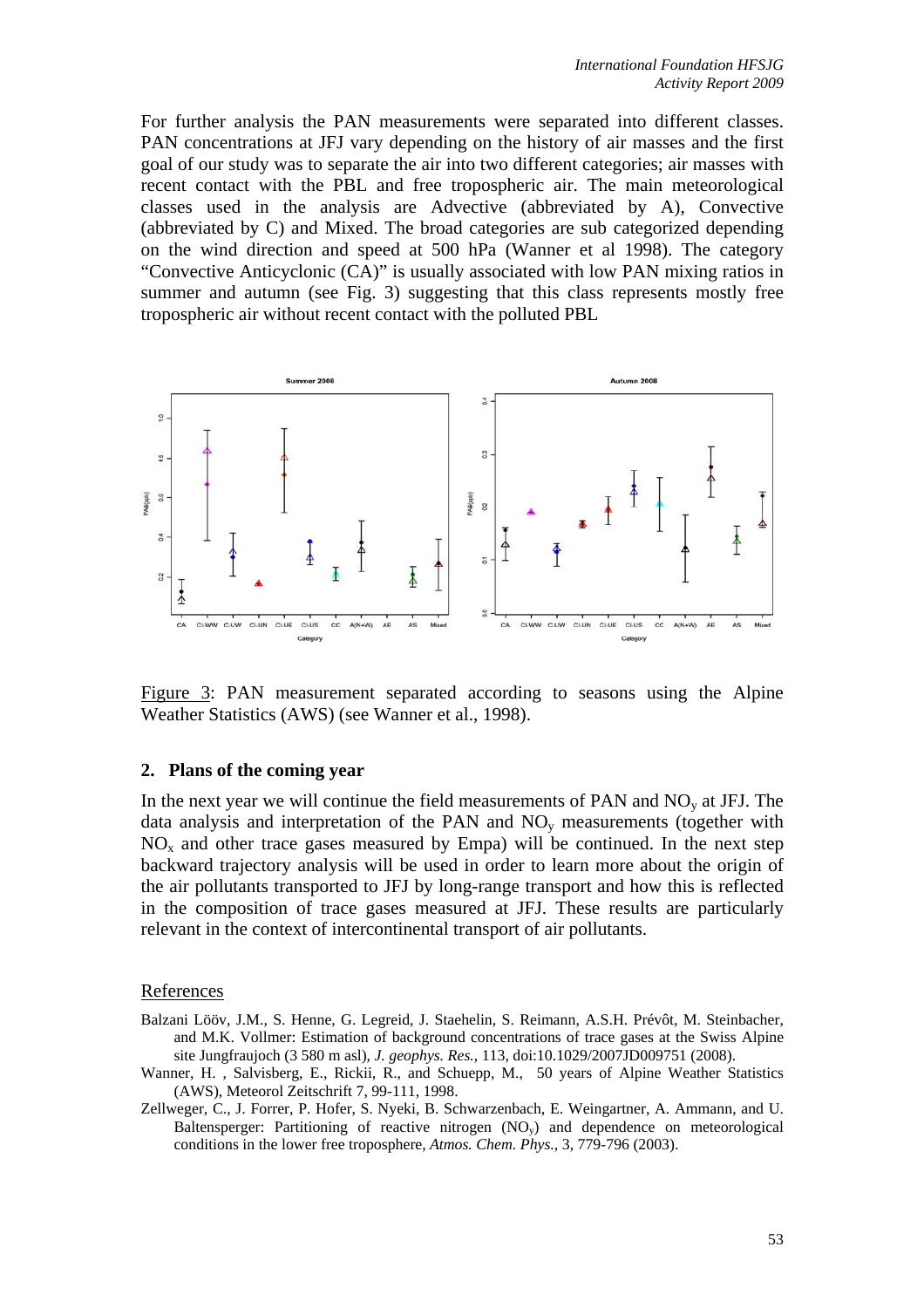For further analysis the PAN measurements were separated into different classes. PAN concentrations at JFJ vary depending on the history of air masses and the first goal of our study was to separate the air into two different categories; air masses with recent contact with the PBL and free tropospheric air. The main meteorological classes used in the analysis are Advective (abbreviated by A), Convective (abbreviated by C) and Mixed. The broad categories are sub categorized depending on the wind direction and speed at 500 hPa (Wanner et al 1998). The category "Convective Anticyclonic (CA)" is usually associated with low PAN mixing ratios in summer and autumn (see Fig. 3) suggesting that this class represents mostly free tropospheric air without recent contact with the polluted PBL

Figure 3: PAN measurement separated according to seasons using the Alpine Weather Statistics (AWS) (see Wanner et al., 1998).

## 2. Plans of the coming year

In the next year we will continue the field measurements of PAN and $NO_y$ at JFJ. The data analysis and interpretation of the PAN and $NO_y$ measurements (together with $NO_x$ and other trace gases measured by Empa) will be continued. In the next step backward trajectory analysis will be used in order to learn more about the origin of the air pollutants transported to JFJ by long-range transport and how this is reflected in the composition of trace gases measured at JFJ. These results are particularly relevant in the context of intercontinental transport of air pollutants.

## References

Balzani Lööv, J.M., S. Henne, G. Legreid, J. Staehelin, S. Reimann, A.S.H. Prévôt, M. Steinbacher, and M.K. Vollmer: Estimation of background concentrations of trace gases at the Swiss Alpine site Jungfraujoch (3 580 m asl), *J. geophys. Res.*, 113, doi:10.1029/2007JD009751 (2008).

Wanner, H. , Salvisberg, E., Rickii, R., and Schuepp, M., 50 years of Alpine Weather Statistics (AWS), Meteorol Zeitschrift 7, 99-111, 1998.

Zellweger, C., J. Forrer, P. Hofer, S. Nyeki, B. Schwarzenbach, E. Weingartner, A. Ammann, and U. Baltensperger: Partitioning of reactive nitrogen ($NO_y$) and dependence on meteorological conditions in the lower free troposphere, *Atmos. Chem. Phys.*, 3, 779-796 (2003).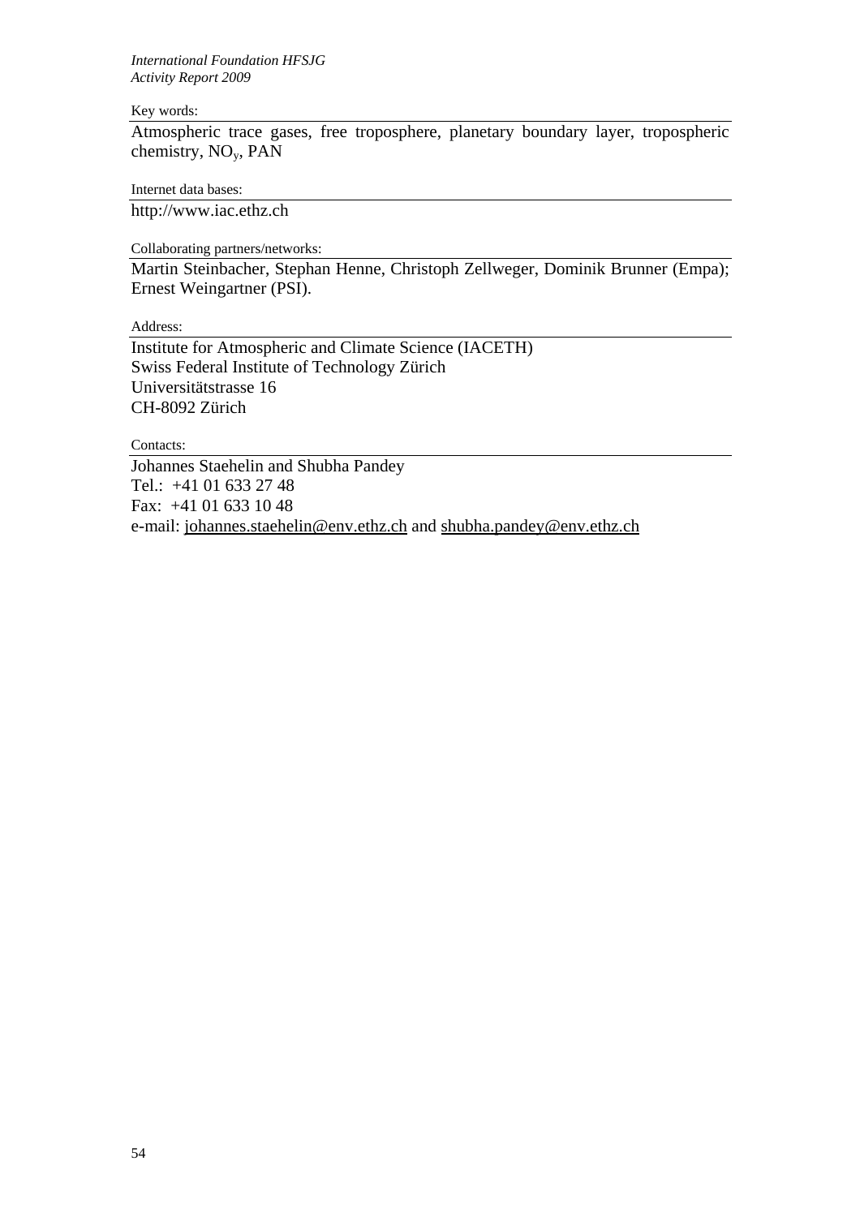Key words:

Atmospheric trace gases, free troposphere, planetary boundary layer, tropospheric chemistry, $NO_y$, PAN

Internet data bases:

http://www.iac.ethz.ch

Collaborating partners/networks:

Martin Steinbacher, Stephan Henne, Christoph Zellweger, Dominik Brunner (Empa); Ernest Weingartner (PSI).

Address:

Institute for Atmospheric and Climate Science (IACETH)
Swiss Federal Institute of Technology Zürich
Universitätstrasse 16
CH-8092 Zürich

Contacts:

Johannes Staehelin and Shubha Pandey
Tel.: +41 01 633 27 48
Fax: +41 01 633 10 48
e-mail: johannes.staehelin@env.ethz.ch and shubha.pandey@env.ethz.ch